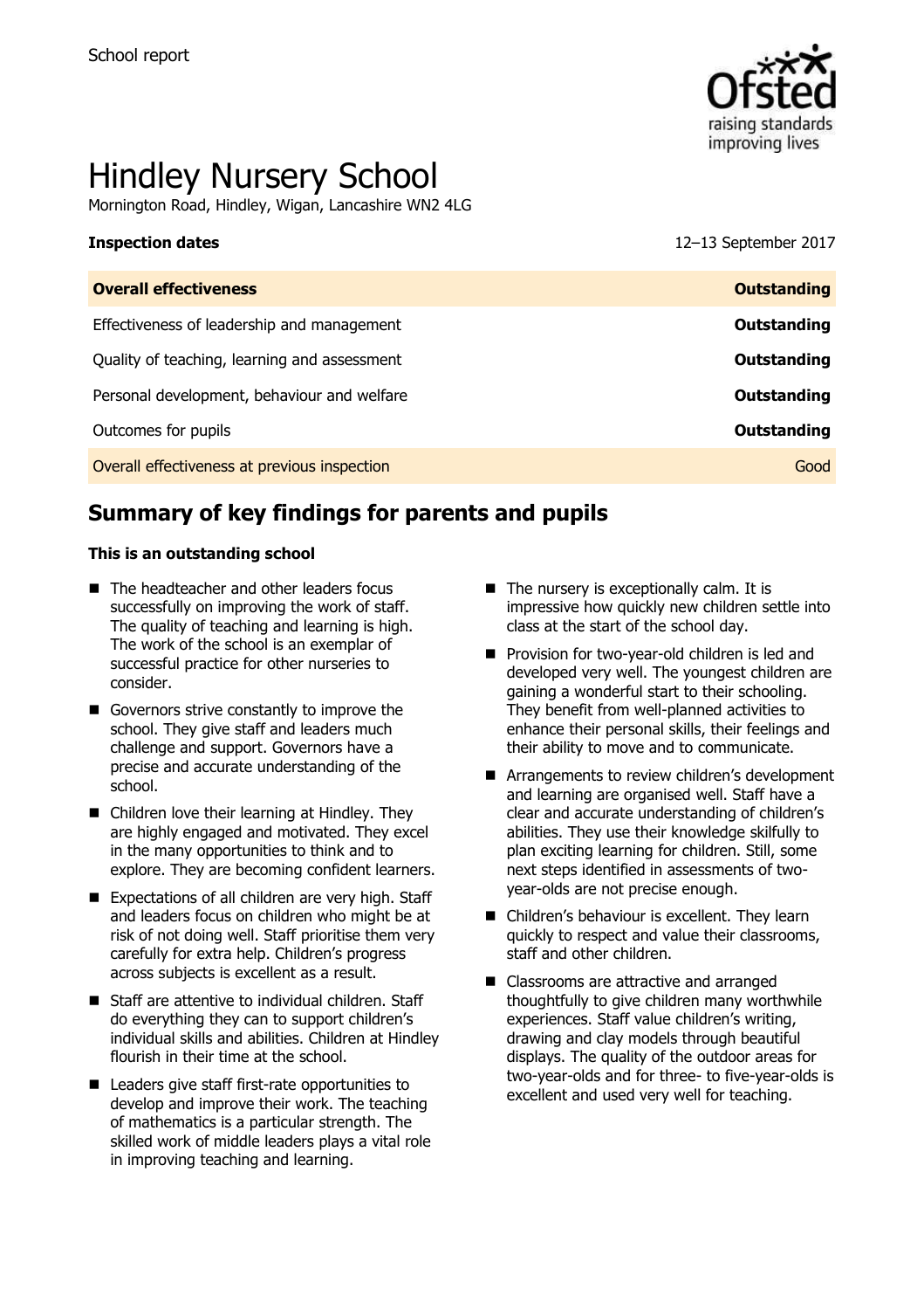School report

# Hindley Nursery School

Mornington Road, Hindley, Wigan, Lancashire WN2 4LG

**Inspection dates** 12–13 September 2017

| **Overall effectiveness** | **Outstanding** |
| --- | --- |
| Effectiveness of leadership and management | **Outstanding** |
| Quality of teaching, learning and assessment | **Outstanding** |
| Personal development, behaviour and welfare | **Outstanding** |
| Outcomes for pupils | **Outstanding** |
| Overall effectiveness at previous inspection | Good |

## Summary of key findings for parents and pupils

**This is an outstanding school**

- The headteacher and other leaders focus successfully on improving the work of staff. The quality of teaching and learning is high. The work of the school is an exemplar of successful practice for other nurseries to consider.
- Governors strive constantly to improve the school. They give staff and leaders much challenge and support. Governors have a precise and accurate understanding of the school.
- Children love their learning at Hindley. They are highly engaged and motivated. They excel in the many opportunities to think and to explore. They are becoming confident learners.
- Expectations of all children are very high. Staff and leaders focus on children who might be at risk of not doing well. Staff prioritise them very carefully for extra help. Children's progress across subjects is excellent as a result.
- Staff are attentive to individual children. Staff do everything they can to support children's individual skills and abilities. Children at Hindley flourish in their time at the school.
- Leaders give staff first-rate opportunities to develop and improve their work. The teaching of mathematics is a particular strength. The skilled work of middle leaders plays a vital role in improving teaching and learning.
- The nursery is exceptionally calm. It is impressive how quickly new children settle into class at the start of the school day.
- Provision for two-year-old children is led and developed very well. The youngest children are gaining a wonderful start to their schooling. They benefit from well-planned activities to enhance their personal skills, their feelings and their ability to move and to communicate.
- Arrangements to review children's development and learning are organised well. Staff have a clear and accurate understanding of children's abilities. They use their knowledge skilfully to plan exciting learning for children. Still, some next steps identified in assessments of two-year-olds are not precise enough.
- Children's behaviour is excellent. They learn quickly to respect and value their classrooms, staff and other children.
- Classrooms are attractive and arranged thoughtfully to give children many worthwhile experiences. Staff value children's writing, drawing and clay models through beautiful displays. The quality of the outdoor areas for two-year-olds and for three- to five-year-olds is excellent and used very well for teaching.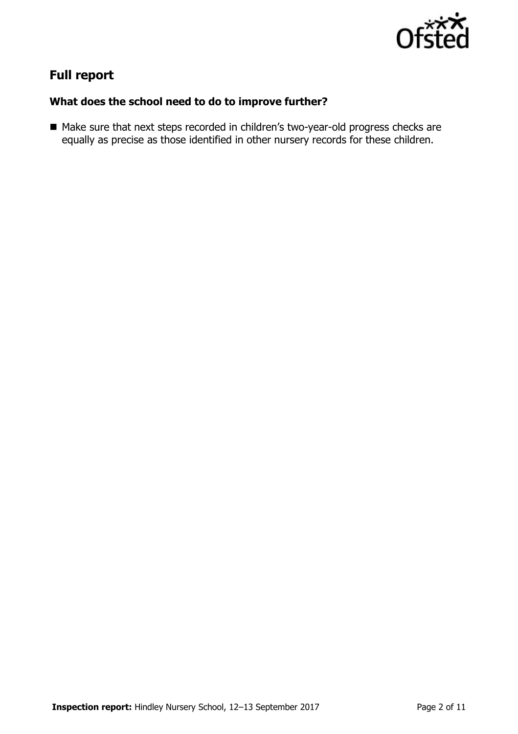## Full report

### What does the school need to do to improve further?

- Make sure that next steps recorded in children's two-year-old progress checks are equally as precise as those identified in other nursery records for these children.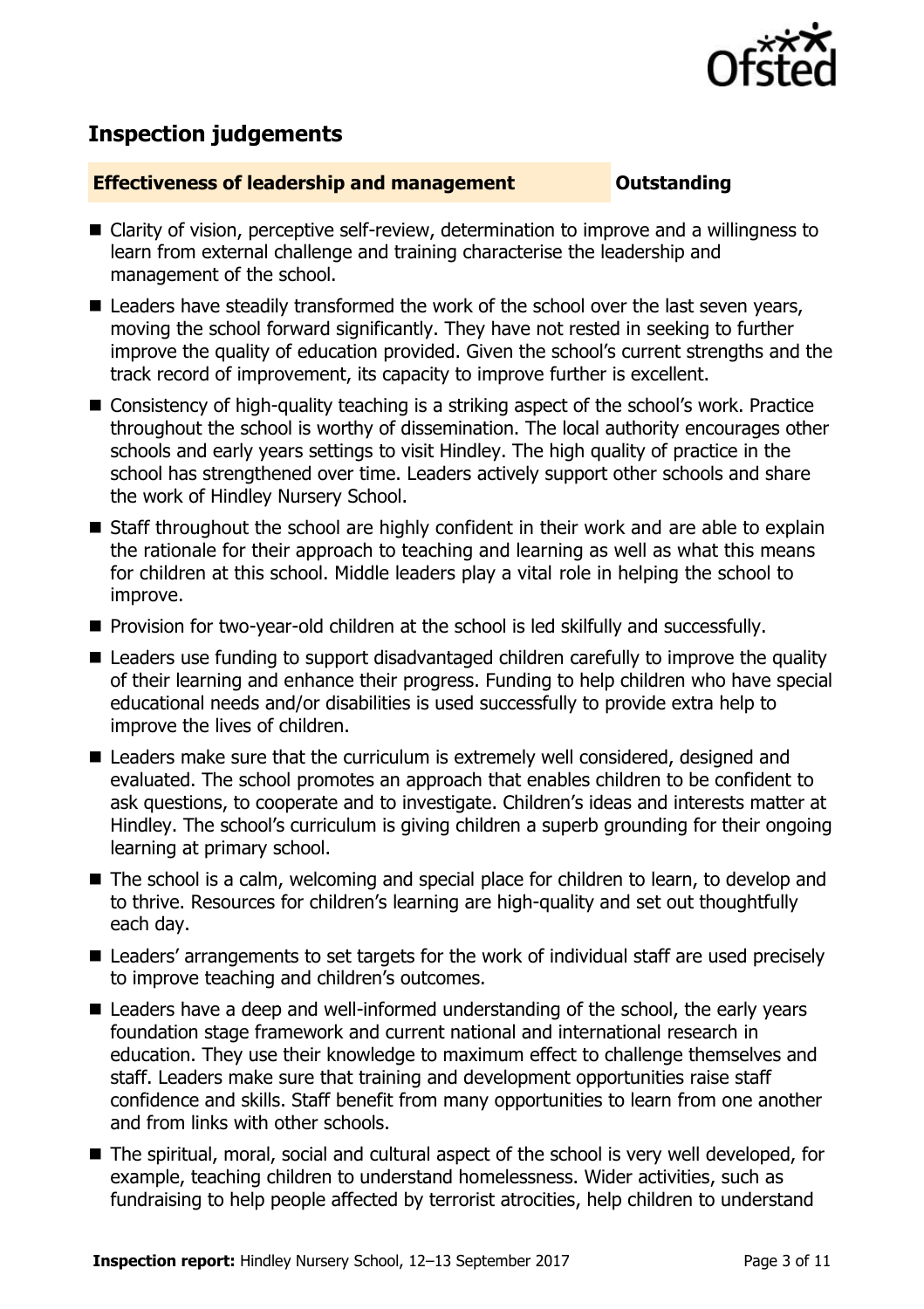## Inspection judgements

| Effectiveness of leadership and management | Outstanding |
| --- | --- |

- Clarity of vision, perceptive self-review, determination to improve and a willingness to learn from external challenge and training characterise the leadership and management of the school.
- Leaders have steadily transformed the work of the school over the last seven years, moving the school forward significantly. They have not rested in seeking to further improve the quality of education provided. Given the school's current strengths and the track record of improvement, its capacity to improve further is excellent.
- Consistency of high-quality teaching is a striking aspect of the school's work. Practice throughout the school is worthy of dissemination. The local authority encourages other schools and early years settings to visit Hindley. The high quality of practice in the school has strengthened over time. Leaders actively support other schools and share the work of Hindley Nursery School.
- Staff throughout the school are highly confident in their work and are able to explain the rationale for their approach to teaching and learning as well as what this means for children at this school. Middle leaders play a vital role in helping the school to improve.
- Provision for two-year-old children at the school is led skilfully and successfully.
- Leaders use funding to support disadvantaged children carefully to improve the quality of their learning and enhance their progress. Funding to help children who have special educational needs and/or disabilities is used successfully to provide extra help to improve the lives of children.
- Leaders make sure that the curriculum is extremely well considered, designed and evaluated. The school promotes an approach that enables children to be confident to ask questions, to cooperate and to investigate. Children's ideas and interests matter at Hindley. The school's curriculum is giving children a superb grounding for their ongoing learning at primary school.
- The school is a calm, welcoming and special place for children to learn, to develop and to thrive. Resources for children's learning are high-quality and set out thoughtfully each day.
- Leaders' arrangements to set targets for the work of individual staff are used precisely to improve teaching and children's outcomes.
- Leaders have a deep and well-informed understanding of the school, the early years foundation stage framework and current national and international research in education. They use their knowledge to maximum effect to challenge themselves and staff. Leaders make sure that training and development opportunities raise staff confidence and skills. Staff benefit from many opportunities to learn from one another and from links with other schools.
- The spiritual, moral, social and cultural aspect of the school is very well developed, for example, teaching children to understand homelessness. Wider activities, such as fundraising to help people affected by terrorist atrocities, help children to understand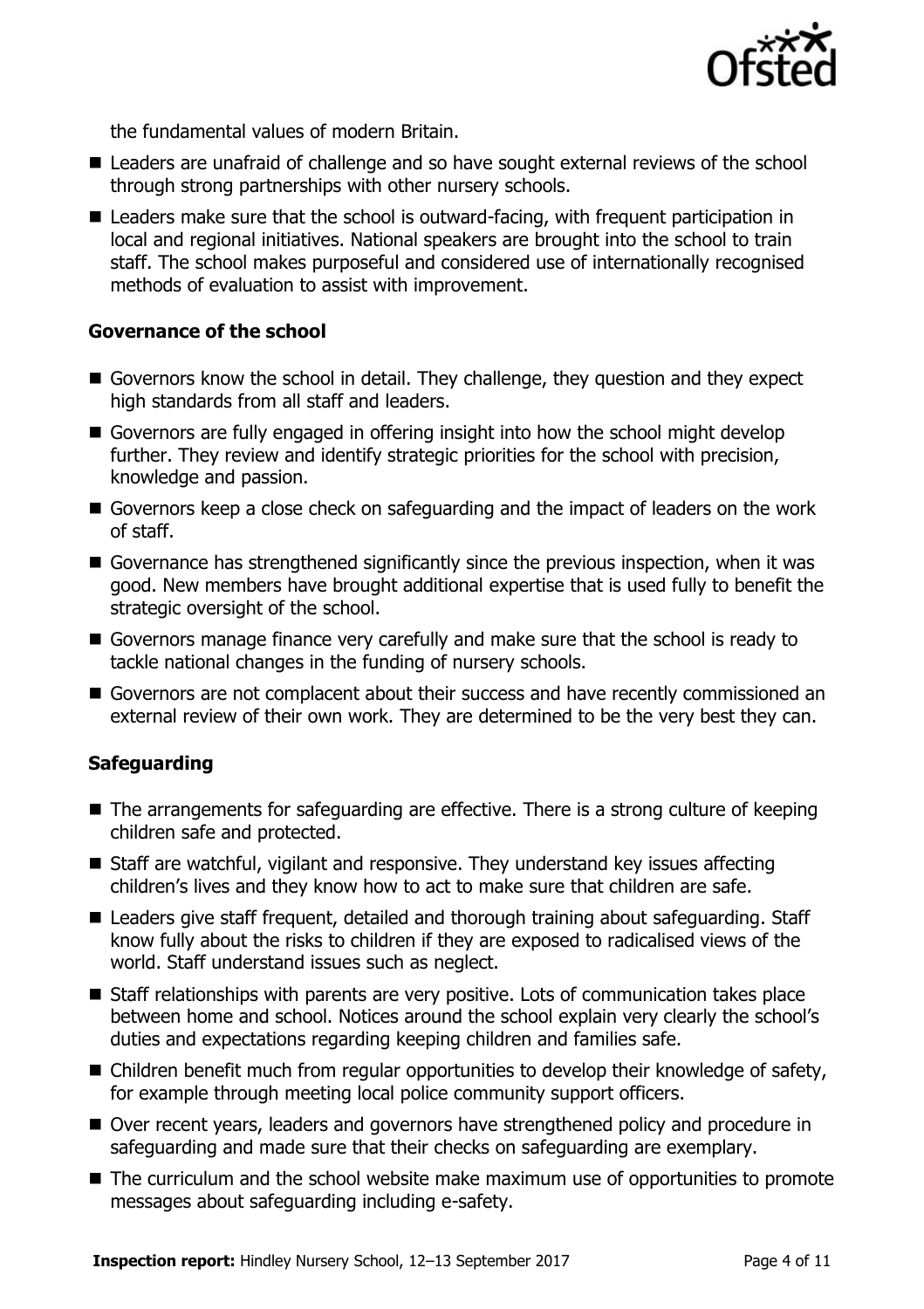the fundamental values of modern Britain.

- Leaders are unafraid of challenge and so have sought external reviews of the school through strong partnerships with other nursery schools.
- Leaders make sure that the school is outward-facing, with frequent participation in local and regional initiatives. National speakers are brought into the school to train staff. The school makes purposeful and considered use of internationally recognised methods of evaluation to assist with improvement.

### Governance of the school

- Governors know the school in detail. They challenge, they question and they expect high standards from all staff and leaders.
- Governors are fully engaged in offering insight into how the school might develop further. They review and identify strategic priorities for the school with precision, knowledge and passion.
- Governors keep a close check on safeguarding and the impact of leaders on the work of staff.
- Governance has strengthened significantly since the previous inspection, when it was good. New members have brought additional expertise that is used fully to benefit the strategic oversight of the school.
- Governors manage finance very carefully and make sure that the school is ready to tackle national changes in the funding of nursery schools.
- Governors are not complacent about their success and have recently commissioned an external review of their own work. They are determined to be the very best they can.

### Safeguarding

- The arrangements for safeguarding are effective. There is a strong culture of keeping children safe and protected.
- Staff are watchful, vigilant and responsive. They understand key issues affecting children's lives and they know how to act to make sure that children are safe.
- Leaders give staff frequent, detailed and thorough training about safeguarding. Staff know fully about the risks to children if they are exposed to radicalised views of the world. Staff understand issues such as neglect.
- Staff relationships with parents are very positive. Lots of communication takes place between home and school. Notices around the school explain very clearly the school's duties and expectations regarding keeping children and families safe.
- Children benefit much from regular opportunities to develop their knowledge of safety, for example through meeting local police community support officers.
- Over recent years, leaders and governors have strengthened policy and procedure in safeguarding and made sure that their checks on safeguarding are exemplary.
- The curriculum and the school website make maximum use of opportunities to promote messages about safeguarding including e-safety.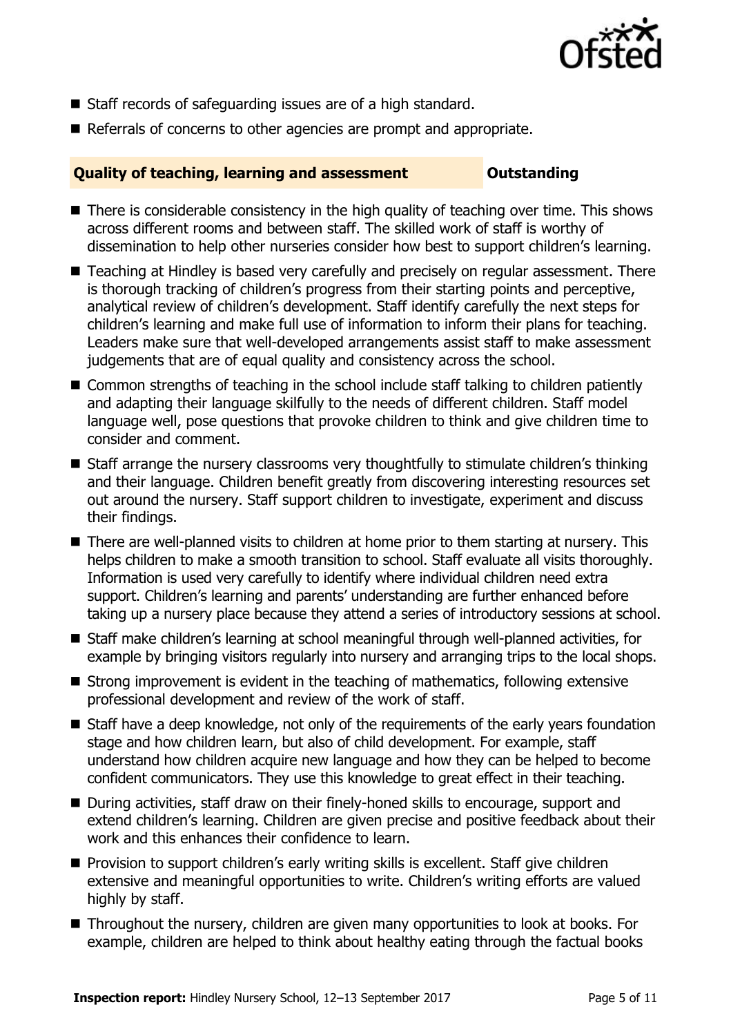- Staff records of safeguarding issues are of a high standard.
- Referrals of concerns to other agencies are prompt and appropriate.

### Quality of teaching, learning and assessment — Outstanding

- There is considerable consistency in the high quality of teaching over time. This shows across different rooms and between staff. The skilled work of staff is worthy of dissemination to help other nurseries consider how best to support children's learning.
- Teaching at Hindley is based very carefully and precisely on regular assessment. There is thorough tracking of children's progress from their starting points and perceptive, analytical review of children's development. Staff identify carefully the next steps for children's learning and make full use of information to inform their plans for teaching. Leaders make sure that well-developed arrangements assist staff to make assessment judgements that are of equal quality and consistency across the school.
- Common strengths of teaching in the school include staff talking to children patiently and adapting their language skilfully to the needs of different children. Staff model language well, pose questions that provoke children to think and give children time to consider and comment.
- Staff arrange the nursery classrooms very thoughtfully to stimulate children's thinking and their language. Children benefit greatly from discovering interesting resources set out around the nursery. Staff support children to investigate, experiment and discuss their findings.
- There are well-planned visits to children at home prior to them starting at nursery. This helps children to make a smooth transition to school. Staff evaluate all visits thoroughly. Information is used very carefully to identify where individual children need extra support. Children's learning and parents' understanding are further enhanced before taking up a nursery place because they attend a series of introductory sessions at school.
- Staff make children's learning at school meaningful through well-planned activities, for example by bringing visitors regularly into nursery and arranging trips to the local shops.
- Strong improvement is evident in the teaching of mathematics, following extensive professional development and review of the work of staff.
- Staff have a deep knowledge, not only of the requirements of the early years foundation stage and how children learn, but also of child development. For example, staff understand how children acquire new language and how they can be helped to become confident communicators. They use this knowledge to great effect in their teaching.
- During activities, staff draw on their finely-honed skills to encourage, support and extend children's learning. Children are given precise and positive feedback about their work and this enhances their confidence to learn.
- Provision to support children's early writing skills is excellent. Staff give children extensive and meaningful opportunities to write. Children's writing efforts are valued highly by staff.
- Throughout the nursery, children are given many opportunities to look at books. For example, children are helped to think about healthy eating through the factual books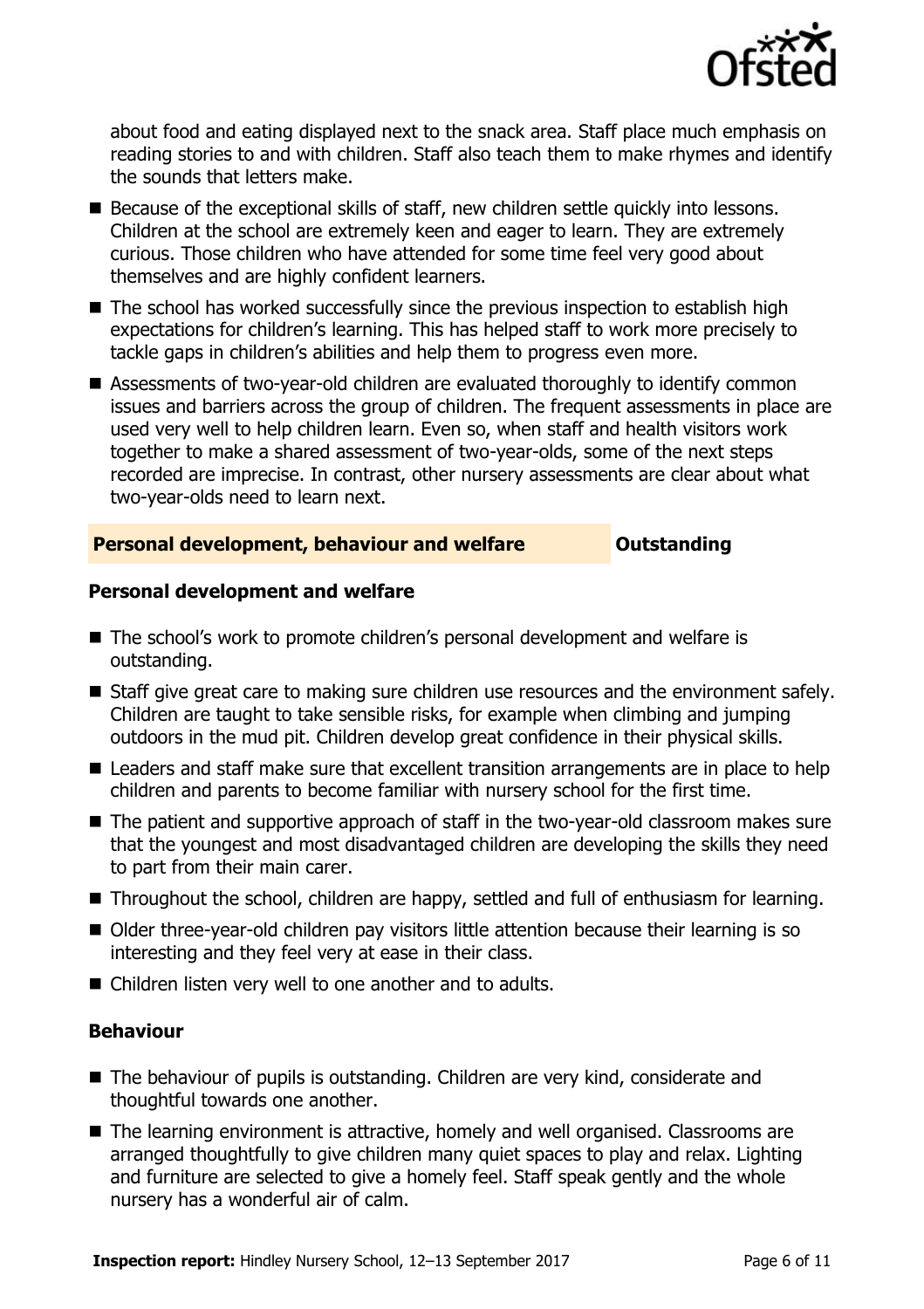about food and eating displayed next to the snack area. Staff place much emphasis on reading stories to and with children. Staff also teach them to make rhymes and identify the sounds that letters make.

- Because of the exceptional skills of staff, new children settle quickly into lessons. Children at the school are extremely keen and eager to learn. They are extremely curious. Those children who have attended for some time feel very good about themselves and are highly confident learners.
- The school has worked successfully since the previous inspection to establish high expectations for children's learning. This has helped staff to work more precisely to tackle gaps in children's abilities and help them to progress even more.
- Assessments of two-year-old children are evaluated thoroughly to identify common issues and barriers across the group of children. The frequent assessments in place are used very well to help children learn. Even so, when staff and health visitors work together to make a shared assessment of two-year-olds, some of the next steps recorded are imprecise. In contrast, other nursery assessments are clear about what two-year-olds need to learn next.

## Personal development, behaviour and welfare — Outstanding

### Personal development and welfare

- The school's work to promote children's personal development and welfare is outstanding.
- Staff give great care to making sure children use resources and the environment safely. Children are taught to take sensible risks, for example when climbing and jumping outdoors in the mud pit. Children develop great confidence in their physical skills.
- Leaders and staff make sure that excellent transition arrangements are in place to help children and parents to become familiar with nursery school for the first time.
- The patient and supportive approach of staff in the two-year-old classroom makes sure that the youngest and most disadvantaged children are developing the skills they need to part from their main carer.
- Throughout the school, children are happy, settled and full of enthusiasm for learning.
- Older three-year-old children pay visitors little attention because their learning is so interesting and they feel very at ease in their class.
- Children listen very well to one another and to adults.

### Behaviour

- The behaviour of pupils is outstanding. Children are very kind, considerate and thoughtful towards one another.
- The learning environment is attractive, homely and well organised. Classrooms are arranged thoughtfully to give children many quiet spaces to play and relax. Lighting and furniture are selected to give a homely feel. Staff speak gently and the whole nursery has a wonderful air of calm.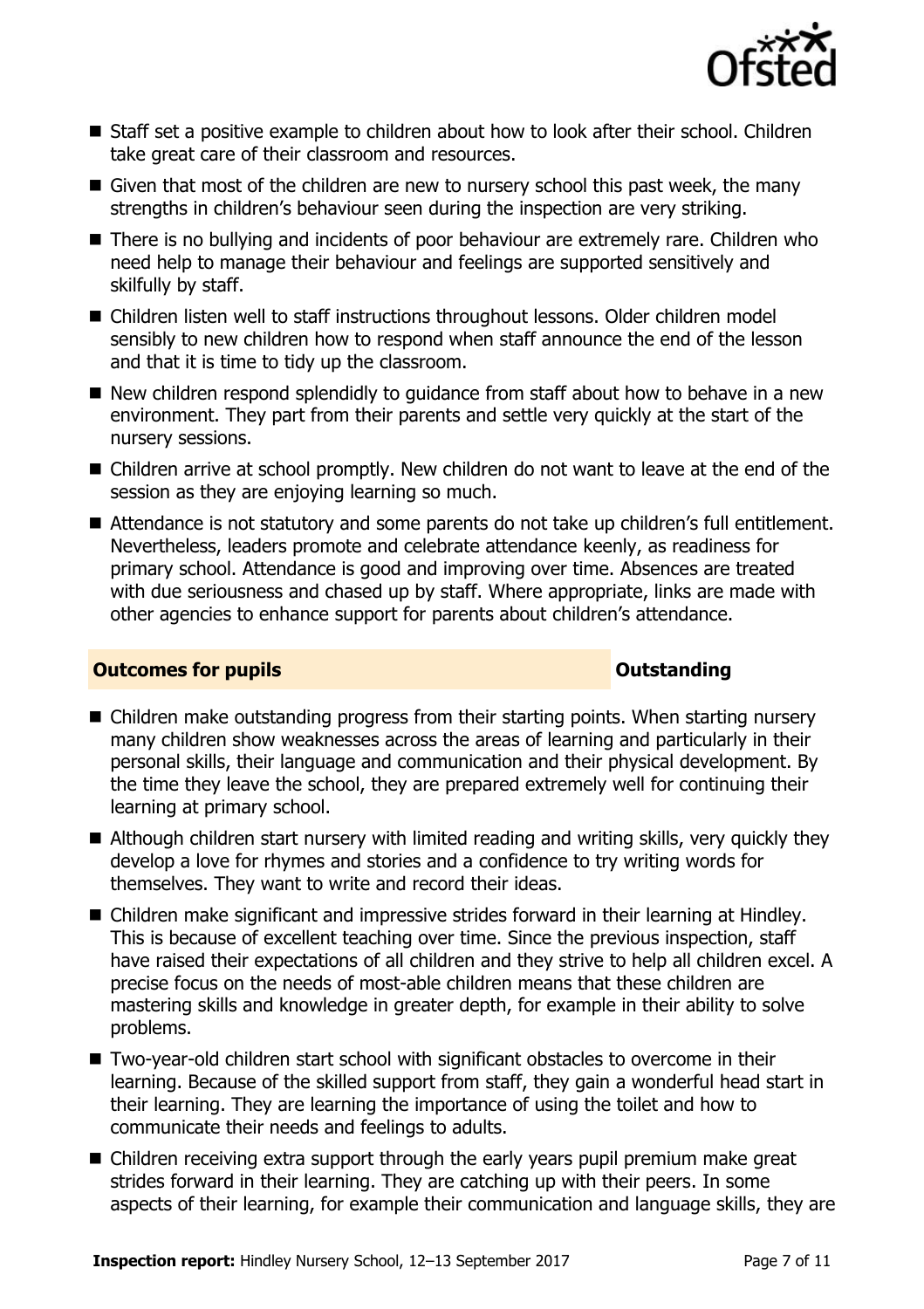- Staff set a positive example to children about how to look after their school. Children take great care of their classroom and resources.
- Given that most of the children are new to nursery school this past week, the many strengths in children's behaviour seen during the inspection are very striking.
- There is no bullying and incidents of poor behaviour are extremely rare. Children who need help to manage their behaviour and feelings are supported sensitively and skilfully by staff.
- Children listen well to staff instructions throughout lessons. Older children model sensibly to new children how to respond when staff announce the end of the lesson and that it is time to tidy up the classroom.
- New children respond splendidly to guidance from staff about how to behave in a new environment. They part from their parents and settle very quickly at the start of the nursery sessions.
- Children arrive at school promptly. New children do not want to leave at the end of the session as they are enjoying learning so much.
- Attendance is not statutory and some parents do not take up children's full entitlement. Nevertheless, leaders promote and celebrate attendance keenly, as readiness for primary school. Attendance is good and improving over time. Absences are treated with due seriousness and chased up by staff. Where appropriate, links are made with other agencies to enhance support for parents about children's attendance.

## Outcomes for pupils — Outstanding

- Children make outstanding progress from their starting points. When starting nursery many children show weaknesses across the areas of learning and particularly in their personal skills, their language and communication and their physical development. By the time they leave the school, they are prepared extremely well for continuing their learning at primary school.
- Although children start nursery with limited reading and writing skills, very quickly they develop a love for rhymes and stories and a confidence to try writing words for themselves. They want to write and record their ideas.
- Children make significant and impressive strides forward in their learning at Hindley. This is because of excellent teaching over time. Since the previous inspection, staff have raised their expectations of all children and they strive to help all children excel. A precise focus on the needs of most-able children means that these children are mastering skills and knowledge in greater depth, for example in their ability to solve problems.
- Two-year-old children start school with significant obstacles to overcome in their learning. Because of the skilled support from staff, they gain a wonderful head start in their learning. They are learning the importance of using the toilet and how to communicate their needs and feelings to adults.
- Children receiving extra support through the early years pupil premium make great strides forward in their learning. They are catching up with their peers. In some aspects of their learning, for example their communication and language skills, they are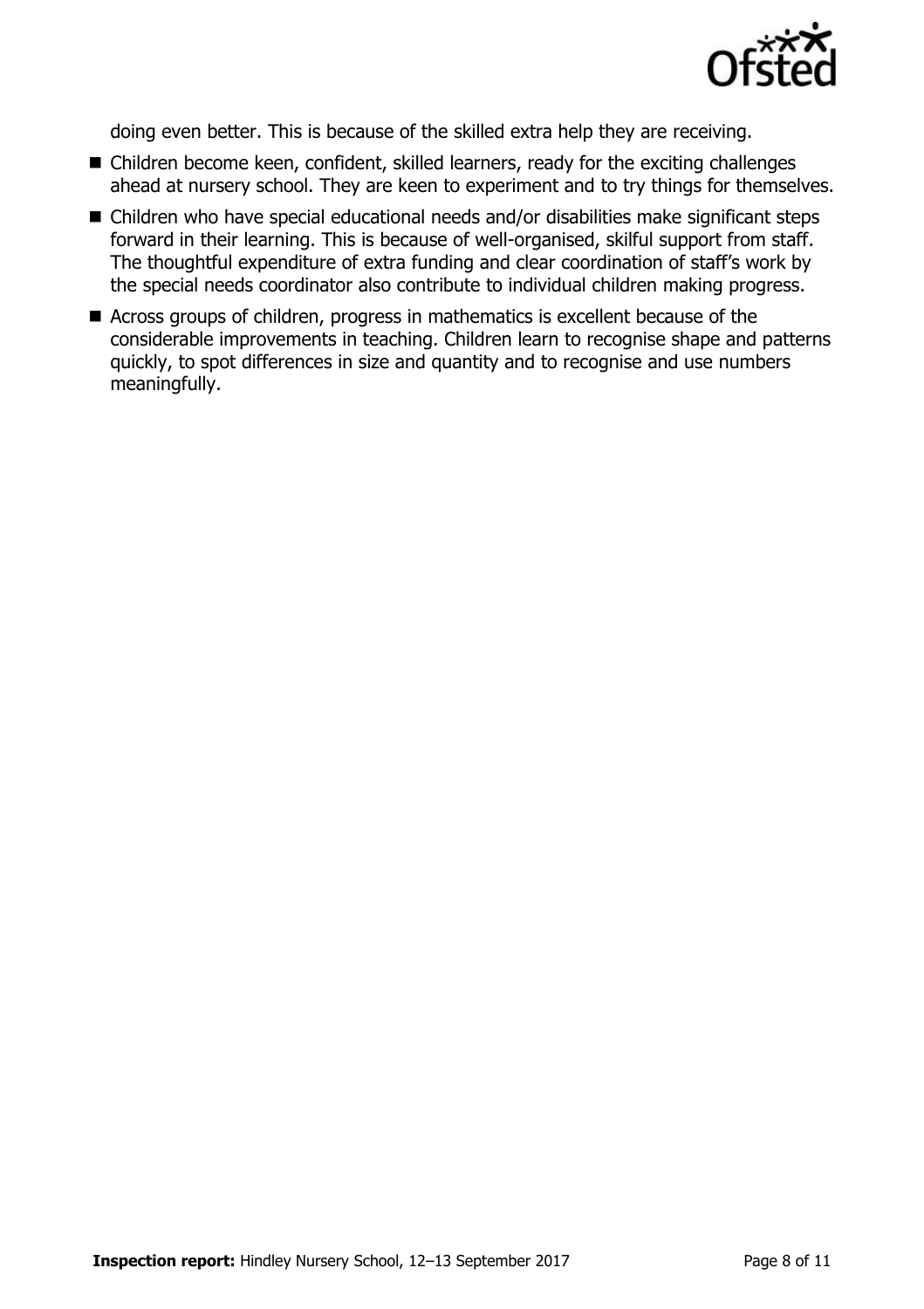doing even better. This is because of the skilled extra help they are receiving.

- Children become keen, confident, skilled learners, ready for the exciting challenges ahead at nursery school. They are keen to experiment and to try things for themselves.
- Children who have special educational needs and/or disabilities make significant steps forward in their learning. This is because of well-organised, skilful support from staff. The thoughtful expenditure of extra funding and clear coordination of staff's work by the special needs coordinator also contribute to individual children making progress.
- Across groups of children, progress in mathematics is excellent because of the considerable improvements in teaching. Children learn to recognise shape and patterns quickly, to spot differences in size and quantity and to recognise and use numbers meaningfully.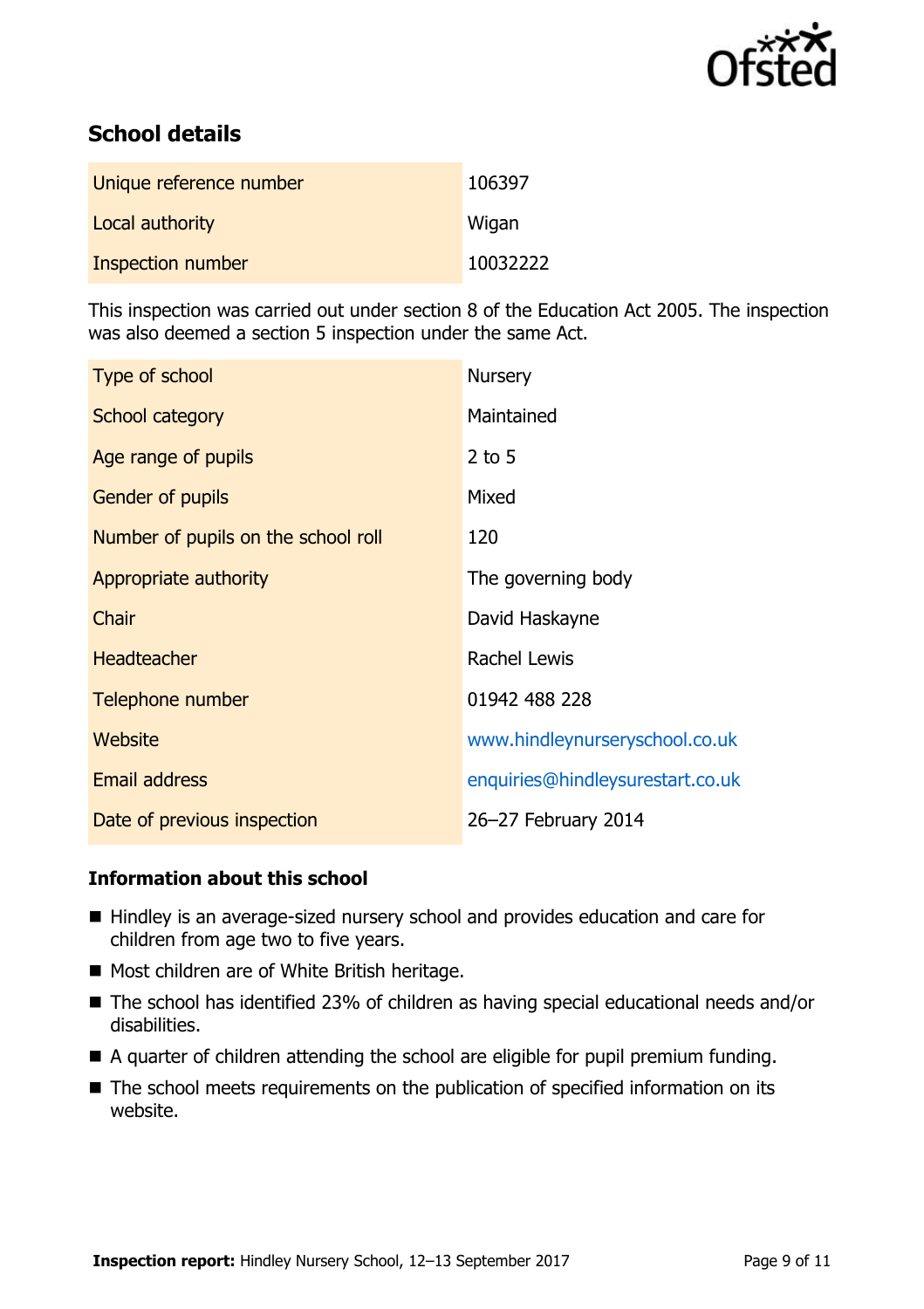## School details

| | |
|---|---|
| Unique reference number | 106397 |
| Local authority | Wigan |
| Inspection number | 10032222 |

This inspection was carried out under section 8 of the Education Act 2005. The inspection was also deemed a section 5 inspection under the same Act.

| | |
|---|---|
| Type of school | Nursery |
| School category | Maintained |
| Age range of pupils | 2 to 5 |
| Gender of pupils | Mixed |
| Number of pupils on the school roll | 120 |
| Appropriate authority | The governing body |
| Chair | David Haskayne |
| Headteacher | Rachel Lewis |
| Telephone number | 01942 488 228 |
| Website | www.hindleynurseryschool.co.uk |
| Email address | enquiries@hindleysurestart.co.uk |
| Date of previous inspection | 26–27 February 2014 |

### Information about this school

- Hindley is an average-sized nursery school and provides education and care for children from age two to five years.
- Most children are of White British heritage.
- The school has identified 23% of children as having special educational needs and/or disabilities.
- A quarter of children attending the school are eligible for pupil premium funding.
- The school meets requirements on the publication of specified information on its website.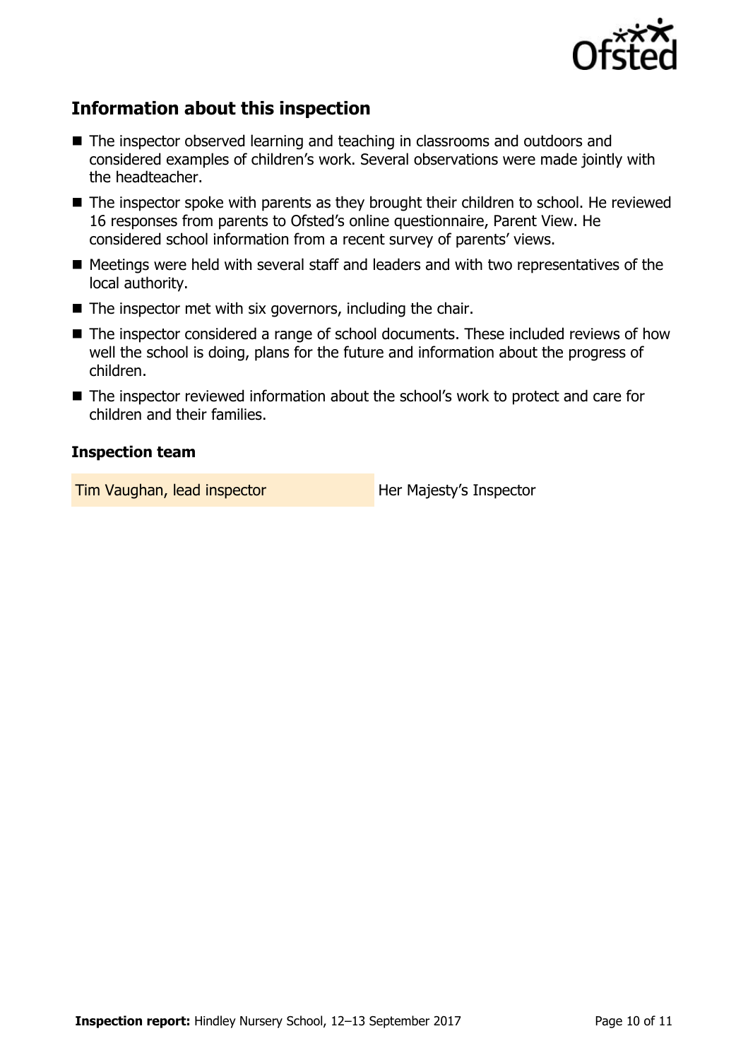## Information about this inspection

- The inspector observed learning and teaching in classrooms and outdoors and considered examples of children's work. Several observations were made jointly with the headteacher.
- The inspector spoke with parents as they brought their children to school. He reviewed 16 responses from parents to Ofsted's online questionnaire, Parent View. He considered school information from a recent survey of parents' views.
- Meetings were held with several staff and leaders and with two representatives of the local authority.
- The inspector met with six governors, including the chair.
- The inspector considered a range of school documents. These included reviews of how well the school is doing, plans for the future and information about the progress of children.
- The inspector reviewed information about the school's work to protect and care for children and their families.

### Inspection team

| | |
|---|---|
| Tim Vaughan, lead inspector | Her Majesty's Inspector |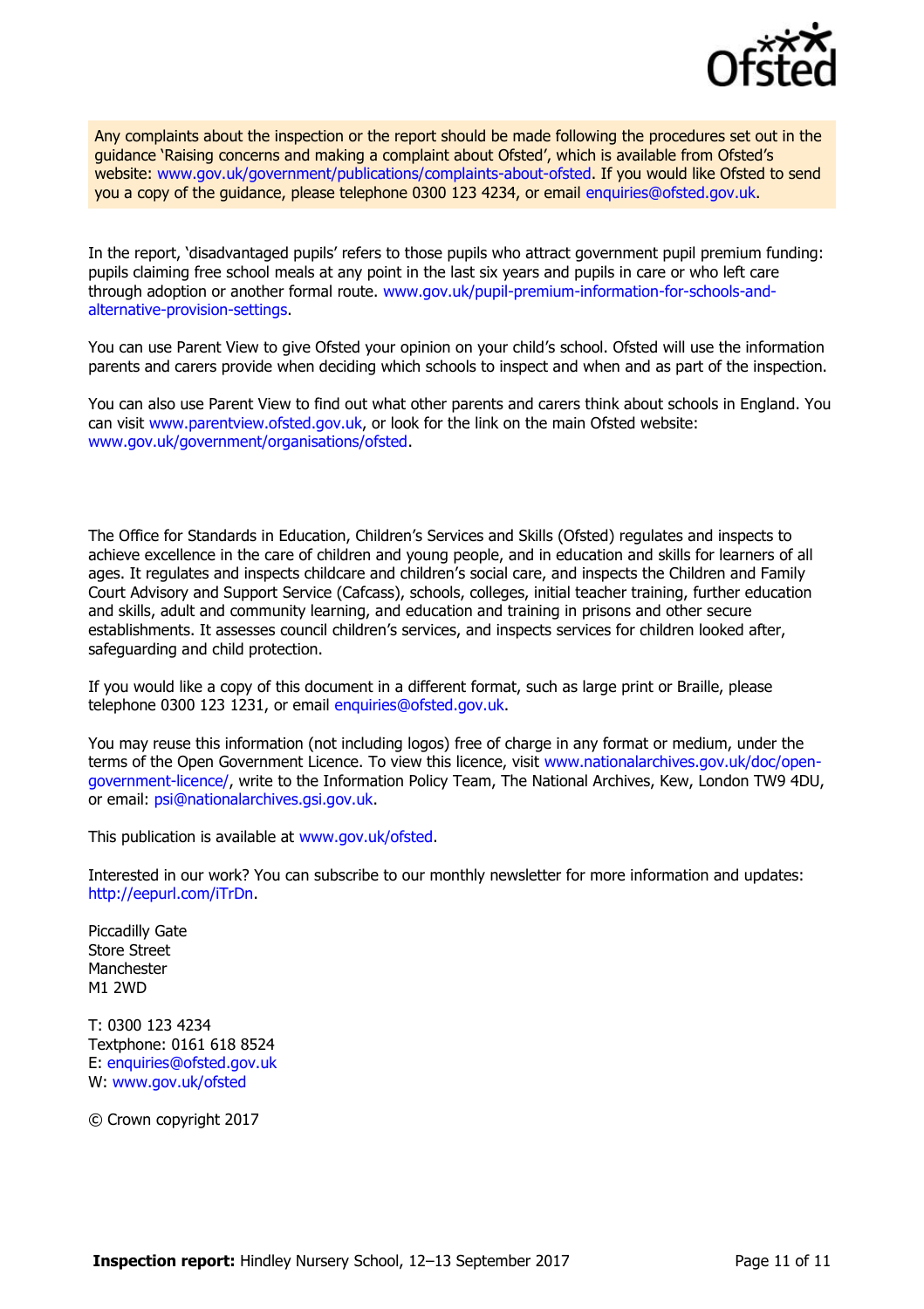Any complaints about the inspection or the report should be made following the procedures set out in the guidance 'Raising concerns and making a complaint about Ofsted', which is available from Ofsted's website: www.gov.uk/government/publications/complaints-about-ofsted. If you would like Ofsted to send you a copy of the guidance, please telephone 0300 123 4234, or email enquiries@ofsted.gov.uk.

In the report, 'disadvantaged pupils' refers to those pupils who attract government pupil premium funding: pupils claiming free school meals at any point in the last six years and pupils in care or who left care through adoption or another formal route. www.gov.uk/pupil-premium-information-for-schools-and-alternative-provision-settings.

You can use Parent View to give Ofsted your opinion on your child's school. Ofsted will use the information parents and carers provide when deciding which schools to inspect and when and as part of the inspection.

You can also use Parent View to find out what other parents and carers think about schools in England. You can visit www.parentview.ofsted.gov.uk, or look for the link on the main Ofsted website: www.gov.uk/government/organisations/ofsted.

The Office for Standards in Education, Children's Services and Skills (Ofsted) regulates and inspects to achieve excellence in the care of children and young people, and in education and skills for learners of all ages. It regulates and inspects childcare and children's social care, and inspects the Children and Family Court Advisory and Support Service (Cafcass), schools, colleges, initial teacher training, further education and skills, adult and community learning, and education and training in prisons and other secure establishments. It assesses council children's services, and inspects services for children looked after, safeguarding and child protection.

If you would like a copy of this document in a different format, such as large print or Braille, please telephone 0300 123 1231, or email enquiries@ofsted.gov.uk.

You may reuse this information (not including logos) free of charge in any format or medium, under the terms of the Open Government Licence. To view this licence, visit www.nationalarchives.gov.uk/doc/open-government-licence/, write to the Information Policy Team, The National Archives, Kew, London TW9 4DU, or email: psi@nationalarchives.gsi.gov.uk.

This publication is available at www.gov.uk/ofsted.

Interested in our work? You can subscribe to our monthly newsletter for more information and updates: http://eepurl.com/iTrDn.

Piccadilly Gate
Store Street
Manchester
M1 2WD

T: 0300 123 4234
Textphone: 0161 618 8524
E: enquiries@ofsted.gov.uk
W: www.gov.uk/ofsted

© Crown copyright 2017